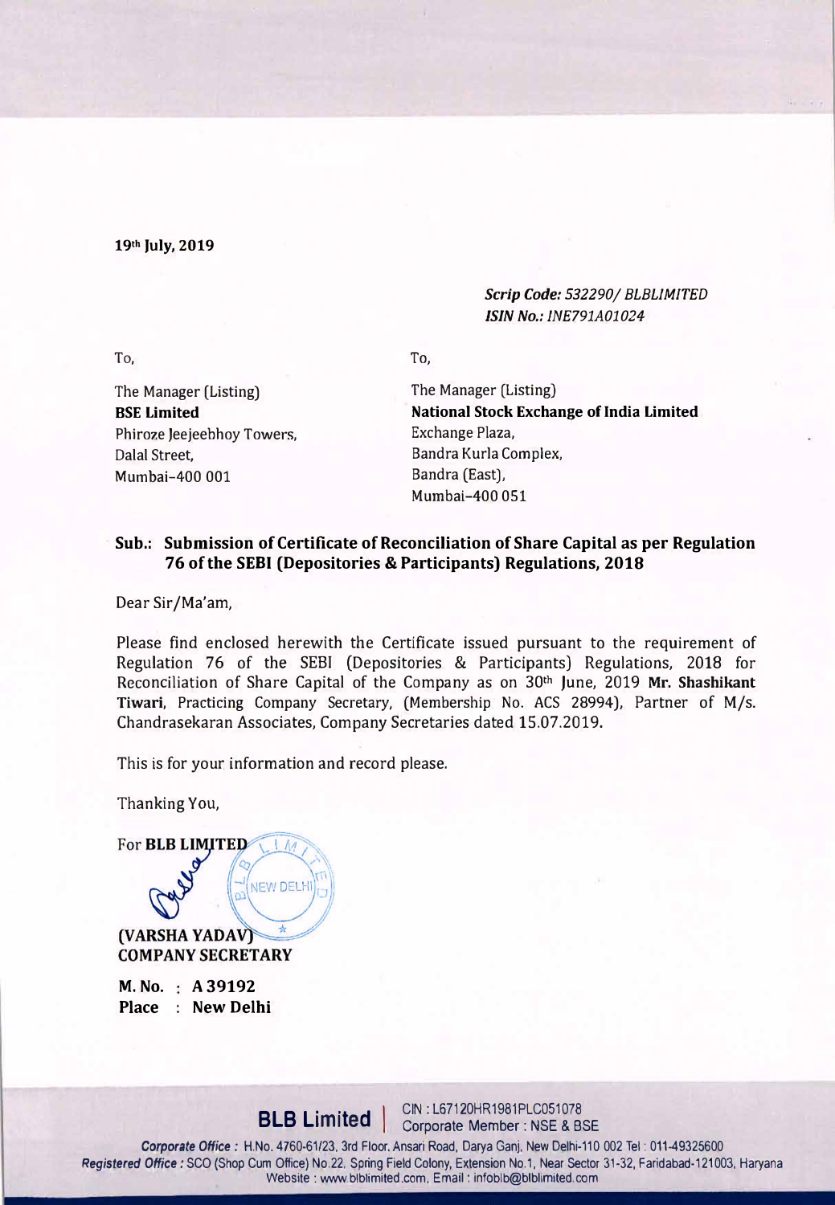19th July, 2019

*Scrip Code: 532290/ BLBLIMITED*
*ISIN No.: INE791A01024*

To,

The Manager (Listing)
**BSE Limited**
Phiroze Jeejeebhoy Towers,
Dalal Street,
Mumbai-400 001

To,

The Manager (Listing)
**National Stock Exchange of India Limited**
Exchange Plaza,
Bandra Kurla Complex,
Bandra (East),
Mumbai-400 051

**Sub.: Submission of Certificate of Reconciliation of Share Capital as per Regulation 76 of the SEBI (Depositories & Participants) Regulations, 2018**

Dear Sir/Ma'am,

Please find enclosed herewith the Certificate issued pursuant to the requirement of Regulation 76 of the SEBI (Depositories & Participants) Regulations, 2018 for Reconciliation of Share Capital of the Company as on 30th June, 2019 **Mr. Shashikant Tiwari**, Practicing Company Secretary, (Membership No. ACS 28994), Partner of M/s. Chandrasekaran Associates, Company Secretaries dated 15.07.2019.

This is for your information and record please.

Thanking You,

For **BLB LIMITED**

**(VARSHA YADAV)**
**COMPANY SECRETARY**

**M. No. : A 39192**
**Place : New Delhi**

**BLB Limited** | CIN : L67120HR1981PLC051078
Corporate Member : NSE & BSE

***Corporate Office :*** H.No. 4760-61/23, 3rd Floor, Ansari Road, Darya Ganj, New Delhi-110 002 Tel : 011-49325600
***Registered Office :*** SCO (Shop Cum Office) No.22, Spring Field Colony, Extension No.1, Near Sector 31-32, Faridabad-121003, Haryana
Website : www.blblimited.com, Email : infoblb@blblimited.com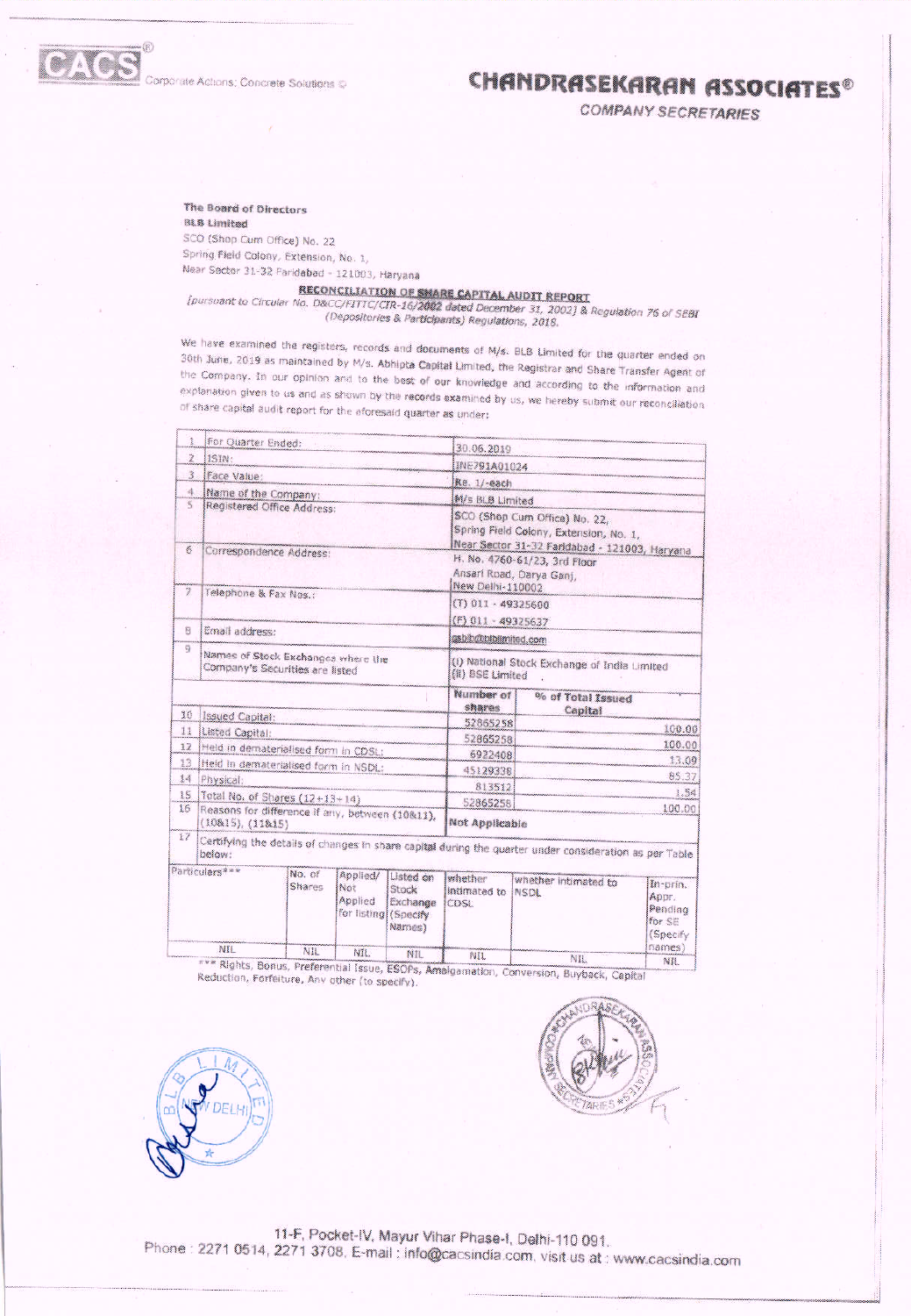CACS® Corporate Actions: Concrete Solutions ©

# CHANDRASEKARAN ASSOCIATES®

COMPANY SECRETARIES

**The Board of Directors**
**BLB Limited**
SCO (Shop Cum Office) No. 22
Spring Field Colony, Extension, No. 1,
Near Sector 31-32 Faridabad - 121003, Haryana

**RECONCILIATION OF SHARE CAPITAL AUDIT REPORT**
*[pursuant to Circular No. D&CC/FITTC/CIR-16/2002 dated December 31, 2002] & Regulation 76 of SEBI (Depositories & Participants) Regulations, 2018.*

We have examined the registers, records and documents of M/s. BLB Limited for the quarter ended on 30th June, 2019 as maintained by M/s. Abhipta Capital Limited, the Registrar and Share Transfer Agent of the Company. In our opinion and to the best of our knowledge and according to the information and explanation given to us and as shown by the records examined by us, we hereby submit our reconciliation of share capital audit report for the aforesaid quarter as under:

| | | | |
|---|---|---|---|
| 1 | For Quarter Ended: | 30.06.2019 | |
| 2 | ISIN: | INE791A01024 | |
| 3 | Face Value: | Re. 1/-each | |
| 4 | Name of the Company: | M/s BLB Limited | |
| 5 | Registered Office Address: | SCO (Shop Cum Office) No. 22, Spring Field Colony, Extension, No. 1, Near Sector 31-32 Faridabad - 121003, Haryana | |
| 6 | Correspondence Address: | H. No. 4760-61/23, 3rd Floor Ansari Road, Darya Ganj, New Delhi-110002 | |
| 7 | Telephone & Fax Nos.: | (T) 011 - 49325600 (F) 011 - 49325637 | |
| 8 | Email address: | cs@blblimited.com | |
| 9 | Names of Stock Exchanges where the Company's Securities are listed | (i) National Stock Exchange of India Limited (ii) BSE Limited | |
| | | **Number of shares** | **% of Total Issued Capital** |
| 10 | Issued Capital: | 52865258 | 100.00 |
| 11 | Listed Capital: | 52865258 | 100.00 |
| 12 | Held in dematerialised form in CDSL: | 6922408 | 13.09 |
| 13 | Held in dematerialised form in NSDL: | 45129338 | 85.37 |
| 14 | Physical: | 813512 | 1.54 |
| 15 | Total No. of Shares (12+13+14) | 52865258 | 100.00 |
| 16 | Reasons for difference if any, between (10&11), (10&15), (11&15) | **Not Applicable** | |
| 17 | Certifying the details of changes in share capital during the quarter under consideration as per Table below: | | |

| Particulars*** | No. of Shares | Applied/ Not Applied for listing | Listed on Stock Exchange (Specify Names) | whether intimated to CDSL | whether intimated to NSDL | In-prin. Appr. Pending for SE (Specify names) |
|---|---|---|---|---|---|---|
| NIL | NIL | NIL | NIL | NIL | NIL | NIL |

*** Rights, Bonus, Preferential Issue, ESOPs, Amalgamation, Conversion, Buyback, Capital Reduction, Forfeiture, Any other (to specify).

11-F, Pocket-IV, Mayur Vihar Phase-I, Delhi-110 091.
Phone : 2271 0514, 2271 3708, E-mail : info@cacsindia.com, visit us at : www.cacsindia.com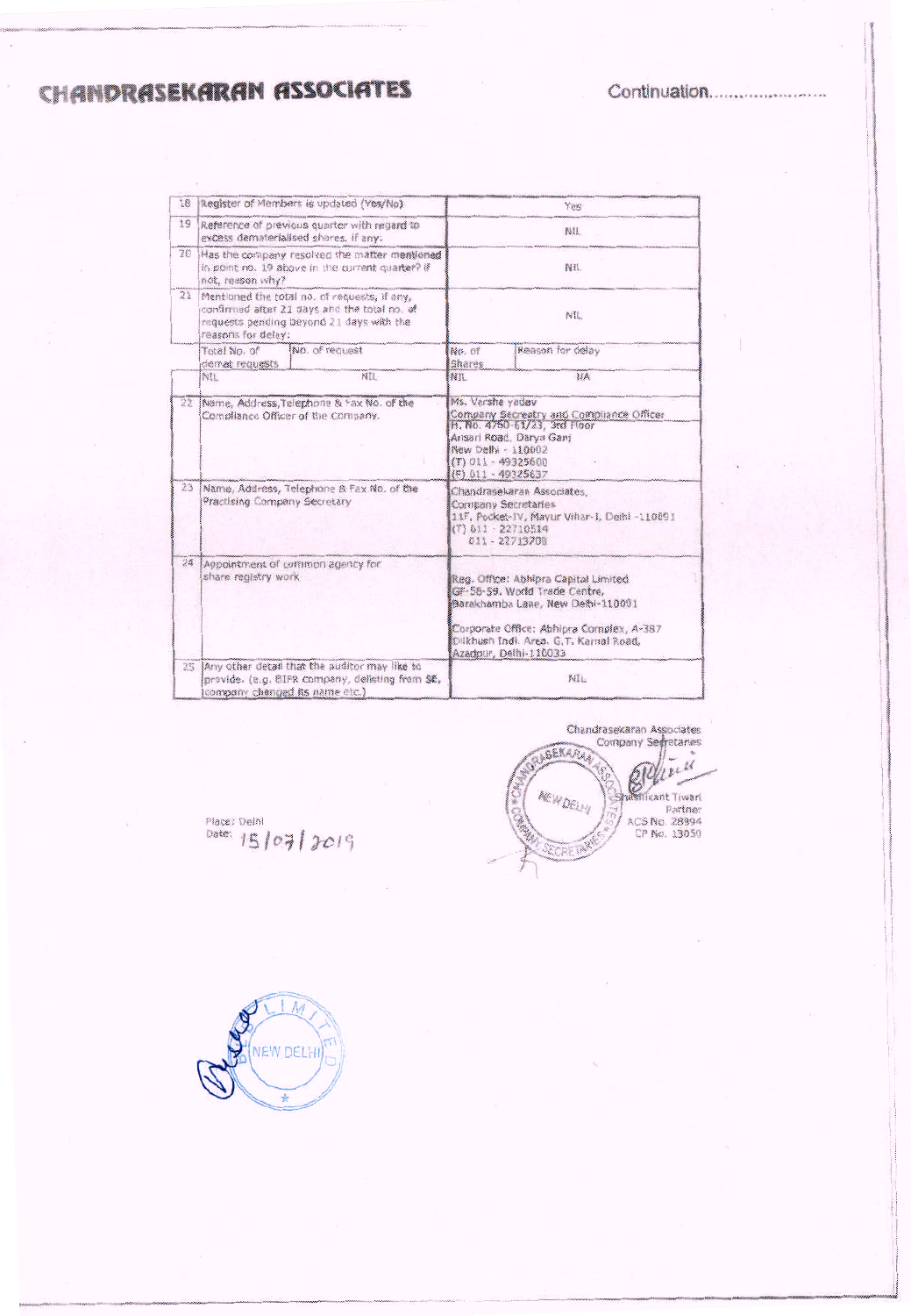# CHANDRASEKARAN ASSOCIATES

Continuation.........................

| 18 | Register of Members is updated (Yes/No) | | Yes | |
|---|---|---|---|---|
| 19 | Reference of previous quarter with regard to excess dematerialised shares, if any. | | NIL | |
| 20 | Has the company resolved the matter mentioned in point no. 19 above in the current quarter? if not, reason why? | | NIL | |
| 21 | Mentioned the total no. of requests, if any, confirmed after 21 days and the total no. of requests pending beyond 21 days with the reasons for delay: | | NIL | |
| | Total No. of demat requests | No. of request | No. of Shares | Reason for delay |
| | NIL | NIL | NIL | NA |
| 22 | Name, Address, Telephone & Fax No. of the Compliance Officer of the Company. | | Ms. Varsha yadav<br>Company Secreatry and Compliance Officer<br>H. No. 4760-61/23, 3rd Floor<br>Ansari Road, Darya Ganj<br>New Delhi - 110002<br>(T) 011 - 49325600<br>(F) 011 - 49325637 | |
| 23 | Name, Address, Telephone & Fax No. of the Practising Company Secretary | | Chandrasekaran Associates,<br>Company Secretaries<br>11F, Pocket-IV, Mayur Vihar-I, Delhi -110091<br>(T) 011 - 22710514<br>011 - 22713708 | |
| 24 | Appointment of common agency for share registry work | | Reg. Office: Abhipra Capital Limited<br>GF-58-59, World Trade Centre,<br>Barakhamba Lane, New Delhi-110001<br><br>Corporate Office: Abhipra Complex, A-387<br>Dilkhush Indl. Area, G.T. Karnal Road,<br>Azadpur, Delhi-110033 | |
| 25 | Any other detail that the auditor may like to provide. (e.g. BIFR company, delisting from SE, company changed its name etc.) | | NIL | |

Chandrasekaran Associates
Company Secretaries

Shashikant Tiwari
Partner
ACS No. 28994
CP No. 13050

Place: Delhi
Date: 15/07/2019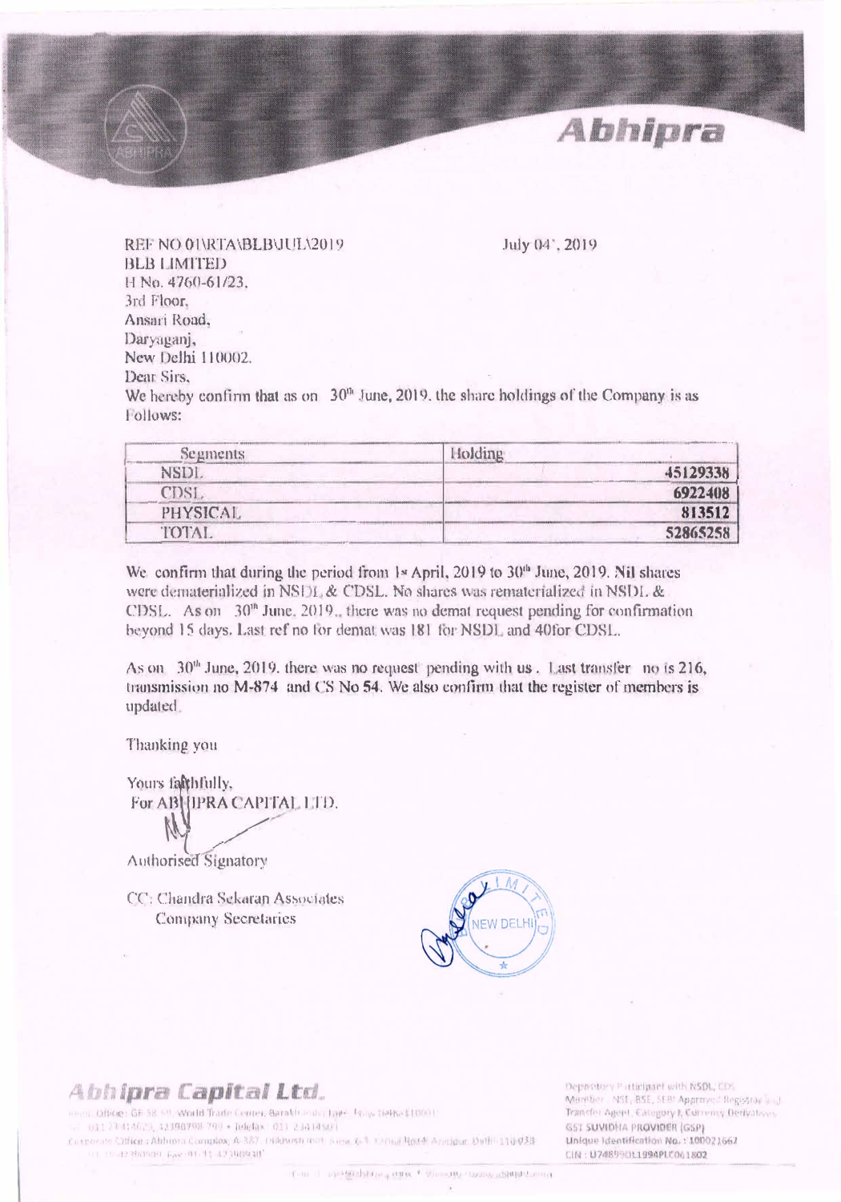Abhipra

REF NO 01\RTA\BLB\JUL\2019

July 04', 2019

BLB LIMITED
H No. 4760-61/23,
3rd Floor,
Ansari Road,
Daryaganj,
New Delhi 110002.

Dear Sirs,

We hereby confirm that as on 30th June, 2019, the share holdings of the Company is as Follows:

| Segments | Holding |
|---|---|
| NSDL | **45129338** |
| CDSL | **6922408** |
| PHYSICAL | **813512** |
| TOTAL | **52865258** |

We confirm that during the period from 1st April, 2019 to 30th June, 2019. **Nil** shares were dematerialized in NSDL & CDSL. No shares was rematerialized in NSDL & CDSL. As on 30th June, 2019., there was no demat request pending for confirmation beyond 15 days. Last ref no for demat was **181** for NSDL and **40**for CDSL.

As on 30th June, 2019. there was no request pending with us. Last transfer no is **216**, transmission no **M-874** and CS No **54**. We also confirm that the register of members is updated.

Thanking you

Yours faithfully,
For ABHIPRA CAPITAL LTD.

Authorised Signatory

CC: Chandra Sekaran Associates
Company Secretaries

**Abhipra Capital Ltd.**

Regd. Office: GF-58-59, World Trade Center, Barakhamba Lane, New Delhi-110001
Corporate Office: Abhipra Complex, A-387, Dilkhush Industrial Area, G.T. Karnal Road, Azadpur, Delhi-110033

Depository Participant with NSDL, CDSL
Member: NSE, BSE, SEBI Approved Registrar and Transfer Agent, Category I, Currency Derivatives
GST SUVIDHA PROVIDER (GSP)
Unique Identification No.: 100021667
CIN: U74899DL1994PLC061802